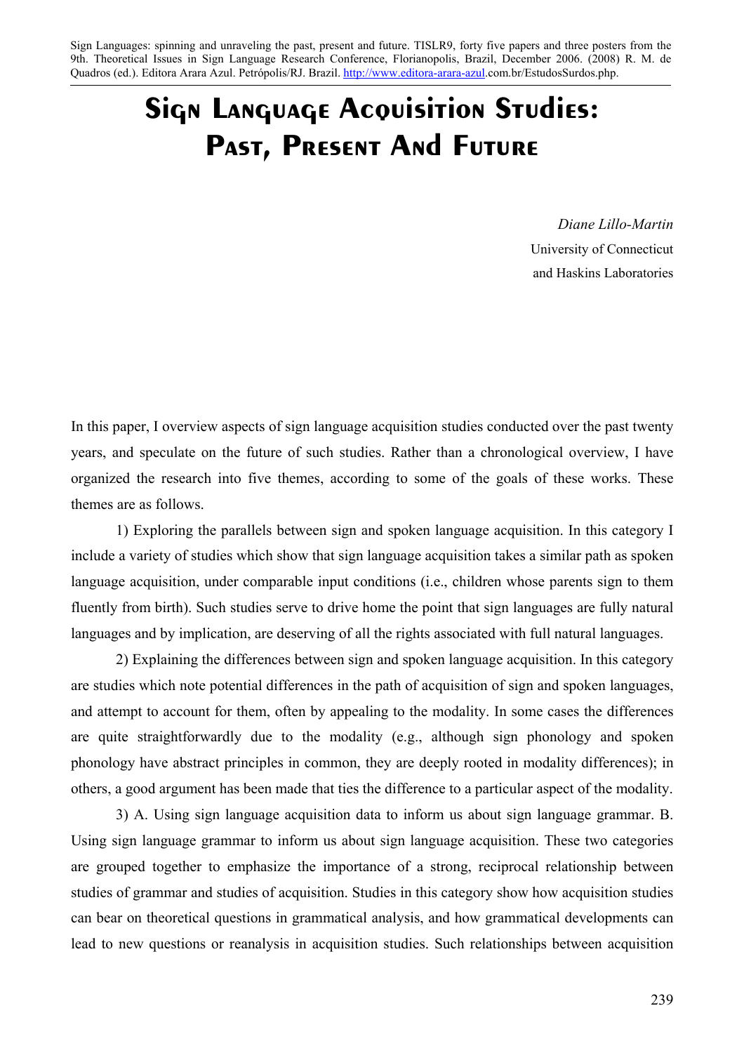# Sign Language Acquisition Studies: Past, Present And Future

*Diane Lillo-Martin*
University of Connecticut
and Haskins Laboratories

In this paper, I overview aspects of sign language acquisition studies conducted over the past twenty years, and speculate on the future of such studies. Rather than a chronological overview, I have organized the research into five themes, according to some of the goals of these works. These themes are as follows.

1) Exploring the parallels between sign and spoken language acquisition. In this category I include a variety of studies which show that sign language acquisition takes a similar path as spoken language acquisition, under comparable input conditions (i.e., children whose parents sign to them fluently from birth). Such studies serve to drive home the point that sign languages are fully natural languages and by implication, are deserving of all the rights associated with full natural languages.

2) Explaining the differences between sign and spoken language acquisition. In this category are studies which note potential differences in the path of acquisition of sign and spoken languages, and attempt to account for them, often by appealing to the modality. In some cases the differences are quite straightforwardly due to the modality (e.g., although sign phonology and spoken phonology have abstract principles in common, they are deeply rooted in modality differences); in others, a good argument has been made that ties the difference to a particular aspect of the modality.

3) A. Using sign language acquisition data to inform us about sign language grammar. B. Using sign language grammar to inform us about sign language acquisition. These two categories are grouped together to emphasize the importance of a strong, reciprocal relationship between studies of grammar and studies of acquisition. Studies in this category show how acquisition studies can bear on theoretical questions in grammatical analysis, and how grammatical developments can lead to new questions or reanalysis in acquisition studies. Such relationships between acquisition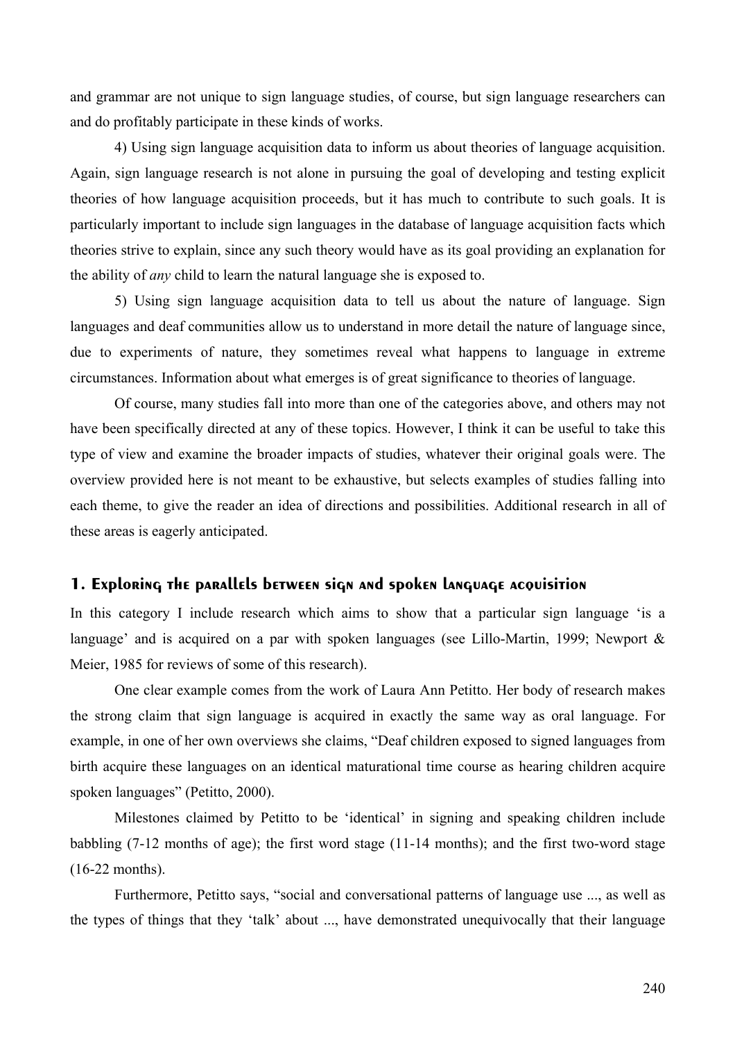and grammar are not unique to sign language studies, of course, but sign language researchers can and do profitably participate in these kinds of works.

4) Using sign language acquisition data to inform us about theories of language acquisition. Again, sign language research is not alone in pursuing the goal of developing and testing explicit theories of how language acquisition proceeds, but it has much to contribute to such goals. It is particularly important to include sign languages in the database of language acquisition facts which theories strive to explain, since any such theory would have as its goal providing an explanation for the ability of *any* child to learn the natural language she is exposed to.

5) Using sign language acquisition data to tell us about the nature of language. Sign languages and deaf communities allow us to understand in more detail the nature of language since, due to experiments of nature, they sometimes reveal what happens to language in extreme circumstances. Information about what emerges is of great significance to theories of language.

Of course, many studies fall into more than one of the categories above, and others may not have been specifically directed at any of these topics. However, I think it can be useful to take this type of view and examine the broader impacts of studies, whatever their original goals were. The overview provided here is not meant to be exhaustive, but selects examples of studies falling into each theme, to give the reader an idea of directions and possibilities. Additional research in all of these areas is eagerly anticipated.

## 1. Exploring the parallels between sign and spoken language acquisition

In this category I include research which aims to show that a particular sign language 'is a language' and is acquired on a par with spoken languages (see Lillo-Martin, 1999; Newport & Meier, 1985 for reviews of some of this research).

One clear example comes from the work of Laura Ann Petitto. Her body of research makes the strong claim that sign language is acquired in exactly the same way as oral language. For example, in one of her own overviews she claims, "Deaf children exposed to signed languages from birth acquire these languages on an identical maturational time course as hearing children acquire spoken languages" (Petitto, 2000).

Milestones claimed by Petitto to be 'identical' in signing and speaking children include babbling (7-12 months of age); the first word stage (11-14 months); and the first two-word stage (16-22 months).

Furthermore, Petitto says, "social and conversational patterns of language use ..., as well as the types of things that they 'talk' about ..., have demonstrated unequivocally that their language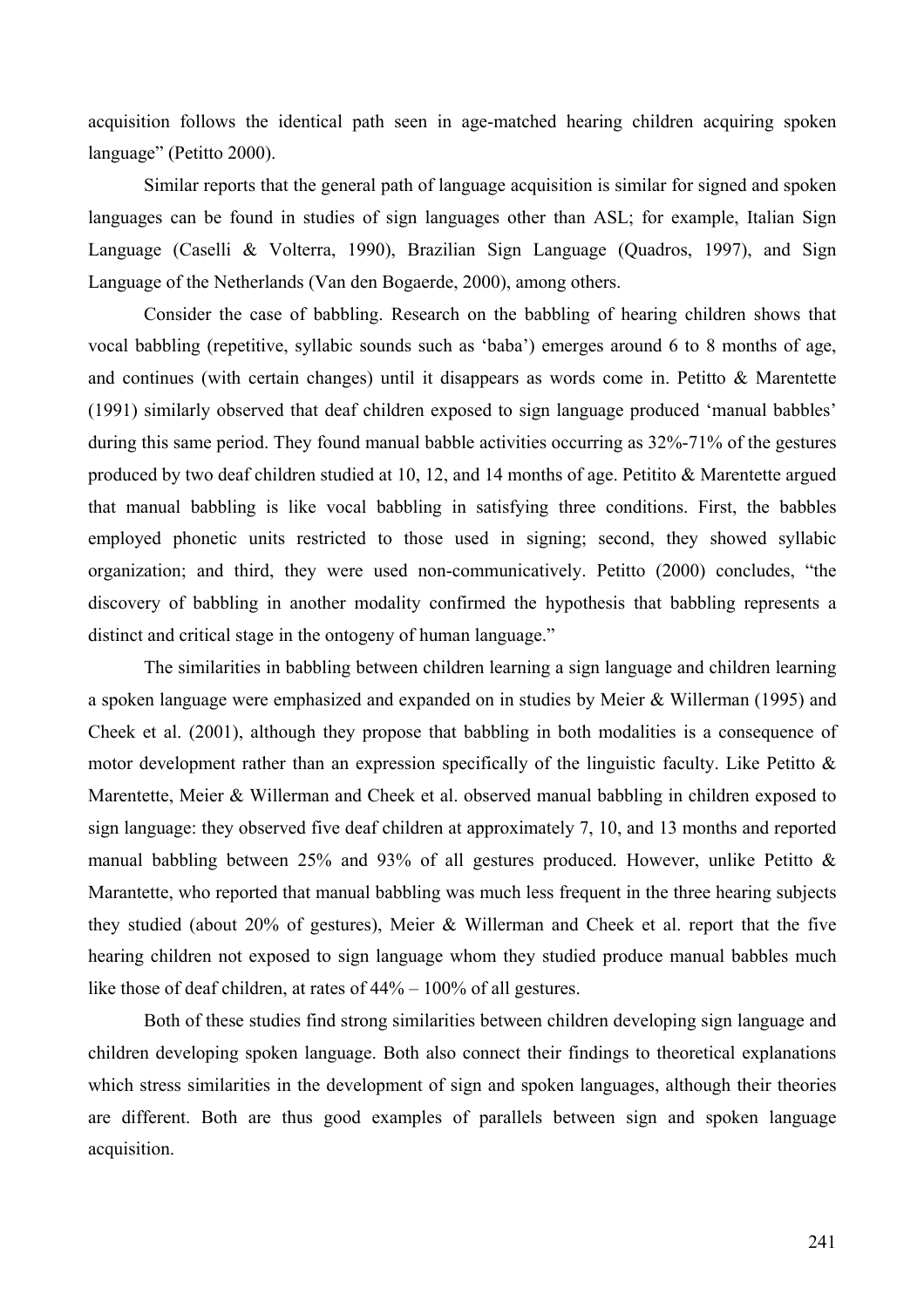acquisition follows the identical path seen in age-matched hearing children acquiring spoken language" (Petitto 2000).

Similar reports that the general path of language acquisition is similar for signed and spoken languages can be found in studies of sign languages other than ASL; for example, Italian Sign Language (Caselli & Volterra, 1990), Brazilian Sign Language (Quadros, 1997), and Sign Language of the Netherlands (Van den Bogaerde, 2000), among others.

Consider the case of babbling. Research on the babbling of hearing children shows that vocal babbling (repetitive, syllabic sounds such as 'baba') emerges around 6 to 8 months of age, and continues (with certain changes) until it disappears as words come in. Petitto & Marentette (1991) similarly observed that deaf children exposed to sign language produced 'manual babbles' during this same period. They found manual babble activities occurring as 32%-71% of the gestures produced by two deaf children studied at 10, 12, and 14 months of age. Petitito & Marentette argued that manual babbling is like vocal babbling in satisfying three conditions. First, the babbles employed phonetic units restricted to those used in signing; second, they showed syllabic organization; and third, they were used non-communicatively. Petitto (2000) concludes, "the discovery of babbling in another modality confirmed the hypothesis that babbling represents a distinct and critical stage in the ontogeny of human language."

The similarities in babbling between children learning a sign language and children learning a spoken language were emphasized and expanded on in studies by Meier & Willerman (1995) and Cheek et al. (2001), although they propose that babbling in both modalities is a consequence of motor development rather than an expression specifically of the linguistic faculty. Like Petitto & Marentette, Meier & Willerman and Cheek et al. observed manual babbling in children exposed to sign language: they observed five deaf children at approximately 7, 10, and 13 months and reported manual babbling between 25% and 93% of all gestures produced. However, unlike Petitto & Marantette, who reported that manual babbling was much less frequent in the three hearing subjects they studied (about 20% of gestures), Meier & Willerman and Cheek et al. report that the five hearing children not exposed to sign language whom they studied produce manual babbles much like those of deaf children, at rates of 44% – 100% of all gestures.

Both of these studies find strong similarities between children developing sign language and children developing spoken language. Both also connect their findings to theoretical explanations which stress similarities in the development of sign and spoken languages, although their theories are different. Both are thus good examples of parallels between sign and spoken language acquisition.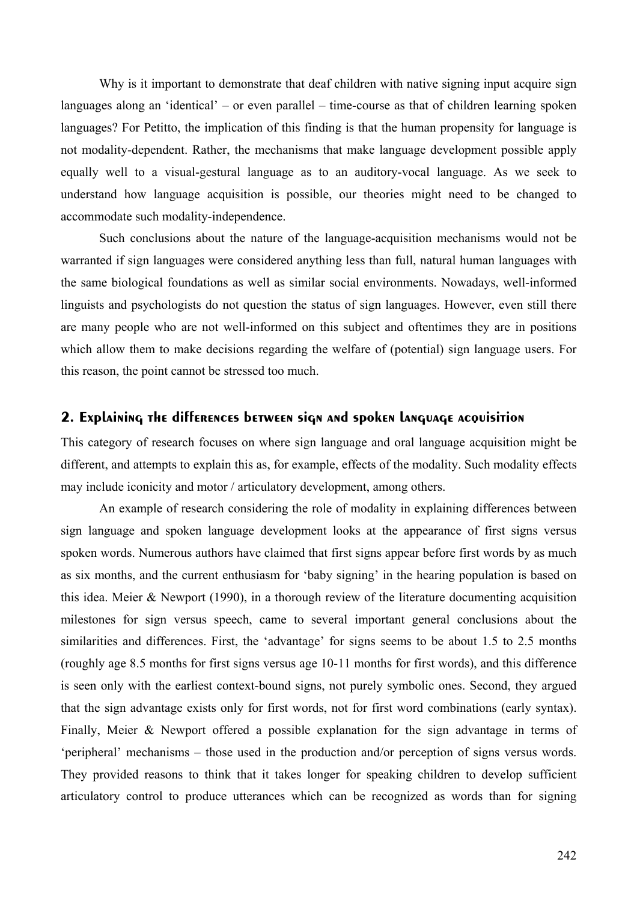Why is it important to demonstrate that deaf children with native signing input acquire sign languages along an 'identical' – or even parallel – time-course as that of children learning spoken languages? For Petitto, the implication of this finding is that the human propensity for language is not modality-dependent. Rather, the mechanisms that make language development possible apply equally well to a visual-gestural language as to an auditory-vocal language. As we seek to understand how language acquisition is possible, our theories might need to be changed to accommodate such modality-independence.

Such conclusions about the nature of the language-acquisition mechanisms would not be warranted if sign languages were considered anything less than full, natural human languages with the same biological foundations as well as similar social environments. Nowadays, well-informed linguists and psychologists do not question the status of sign languages. However, even still there are many people who are not well-informed on this subject and oftentimes they are in positions which allow them to make decisions regarding the welfare of (potential) sign language users. For this reason, the point cannot be stressed too much.

## 2. Explaining the differences between sign and spoken language acquisition

This category of research focuses on where sign language and oral language acquisition might be different, and attempts to explain this as, for example, effects of the modality. Such modality effects may include iconicity and motor / articulatory development, among others.

An example of research considering the role of modality in explaining differences between sign language and spoken language development looks at the appearance of first signs versus spoken words. Numerous authors have claimed that first signs appear before first words by as much as six months, and the current enthusiasm for 'baby signing' in the hearing population is based on this idea. Meier & Newport (1990), in a thorough review of the literature documenting acquisition milestones for sign versus speech, came to several important general conclusions about the similarities and differences. First, the 'advantage' for signs seems to be about 1.5 to 2.5 months (roughly age 8.5 months for first signs versus age 10-11 months for first words), and this difference is seen only with the earliest context-bound signs, not purely symbolic ones. Second, they argued that the sign advantage exists only for first words, not for first word combinations (early syntax). Finally, Meier & Newport offered a possible explanation for the sign advantage in terms of 'peripheral' mechanisms – those used in the production and/or perception of signs versus words. They provided reasons to think that it takes longer for speaking children to develop sufficient articulatory control to produce utterances which can be recognized as words than for signing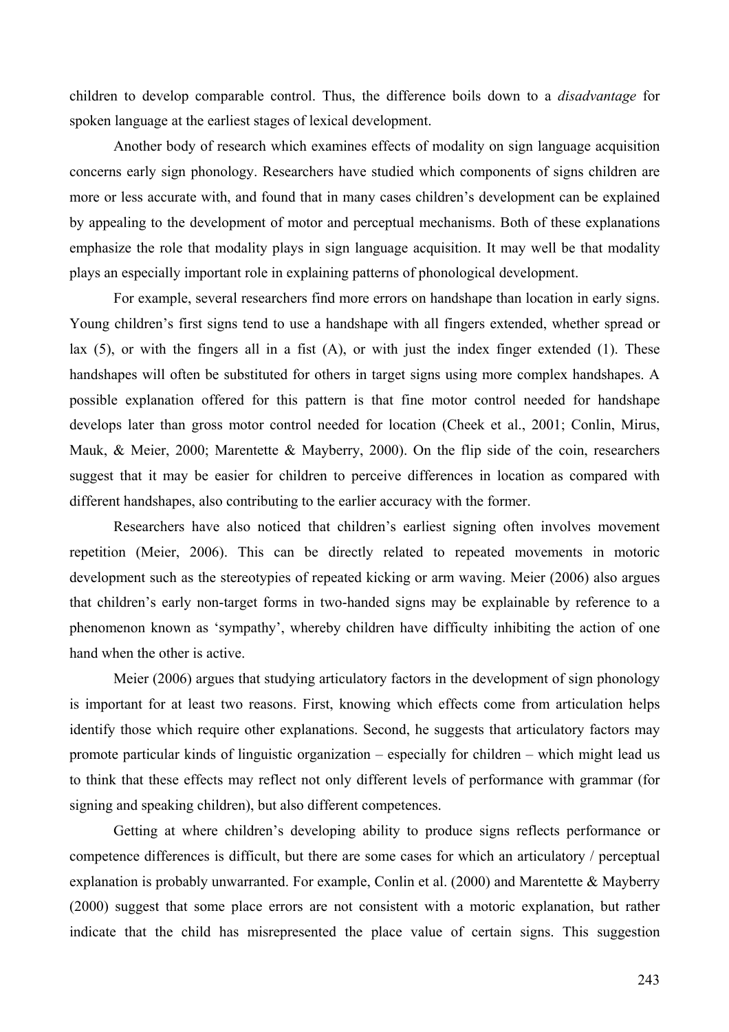children to develop comparable control. Thus, the difference boils down to a *disadvantage* for spoken language at the earliest stages of lexical development.

Another body of research which examines effects of modality on sign language acquisition concerns early sign phonology. Researchers have studied which components of signs children are more or less accurate with, and found that in many cases children's development can be explained by appealing to the development of motor and perceptual mechanisms. Both of these explanations emphasize the role that modality plays in sign language acquisition. It may well be that modality plays an especially important role in explaining patterns of phonological development.

For example, several researchers find more errors on handshape than location in early signs. Young children's first signs tend to use a handshape with all fingers extended, whether spread or lax (5), or with the fingers all in a fist (A), or with just the index finger extended (1). These handshapes will often be substituted for others in target signs using more complex handshapes. A possible explanation offered for this pattern is that fine motor control needed for handshape develops later than gross motor control needed for location (Cheek et al., 2001; Conlin, Mirus, Mauk, & Meier, 2000; Marentette & Mayberry, 2000). On the flip side of the coin, researchers suggest that it may be easier for children to perceive differences in location as compared with different handshapes, also contributing to the earlier accuracy with the former.

Researchers have also noticed that children's earliest signing often involves movement repetition (Meier, 2006). This can be directly related to repeated movements in motoric development such as the stereotypies of repeated kicking or arm waving. Meier (2006) also argues that children's early non-target forms in two-handed signs may be explainable by reference to a phenomenon known as 'sympathy', whereby children have difficulty inhibiting the action of one hand when the other is active.

Meier (2006) argues that studying articulatory factors in the development of sign phonology is important for at least two reasons. First, knowing which effects come from articulation helps identify those which require other explanations. Second, he suggests that articulatory factors may promote particular kinds of linguistic organization – especially for children – which might lead us to think that these effects may reflect not only different levels of performance with grammar (for signing and speaking children), but also different competences.

Getting at where children's developing ability to produce signs reflects performance or competence differences is difficult, but there are some cases for which an articulatory / perceptual explanation is probably unwarranted. For example, Conlin et al. (2000) and Marentette & Mayberry (2000) suggest that some place errors are not consistent with a motoric explanation, but rather indicate that the child has misrepresented the place value of certain signs. This suggestion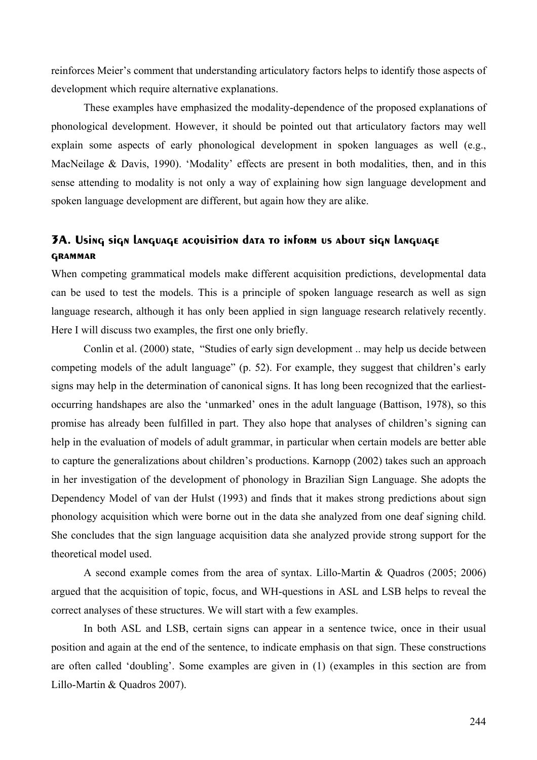reinforces Meier's comment that understanding articulatory factors helps to identify those aspects of development which require alternative explanations.

These examples have emphasized the modality-dependence of the proposed explanations of phonological development. However, it should be pointed out that articulatory factors may well explain some aspects of early phonological development in spoken languages as well (e.g., MacNeilage & Davis, 1990). 'Modality' effects are present in both modalities, then, and in this sense attending to modality is not only a way of explaining how sign language development and spoken language development are different, but again how they are alike.

## 3A. Using sign language acquisition data to inform us about sign language grammar

When competing grammatical models make different acquisition predictions, developmental data can be used to test the models. This is a principle of spoken language research as well as sign language research, although it has only been applied in sign language research relatively recently. Here I will discuss two examples, the first one only briefly.

Conlin et al. (2000) state, "Studies of early sign development .. may help us decide between competing models of the adult language" (p. 52). For example, they suggest that children's early signs may help in the determination of canonical signs. It has long been recognized that the earliest-occurring handshapes are also the 'unmarked' ones in the adult language (Battison, 1978), so this promise has already been fulfilled in part. They also hope that analyses of children's signing can help in the evaluation of models of adult grammar, in particular when certain models are better able to capture the generalizations about children's productions. Karnopp (2002) takes such an approach in her investigation of the development of phonology in Brazilian Sign Language. She adopts the Dependency Model of van der Hulst (1993) and finds that it makes strong predictions about sign phonology acquisition which were borne out in the data she analyzed from one deaf signing child. She concludes that the sign language acquisition data she analyzed provide strong support for the theoretical model used.

A second example comes from the area of syntax. Lillo-Martin & Quadros (2005; 2006) argued that the acquisition of topic, focus, and WH-questions in ASL and LSB helps to reveal the correct analyses of these structures. We will start with a few examples.

In both ASL and LSB, certain signs can appear in a sentence twice, once in their usual position and again at the end of the sentence, to indicate emphasis on that sign. These constructions are often called 'doubling'. Some examples are given in (1) (examples in this section are from Lillo-Martin & Quadros 2007).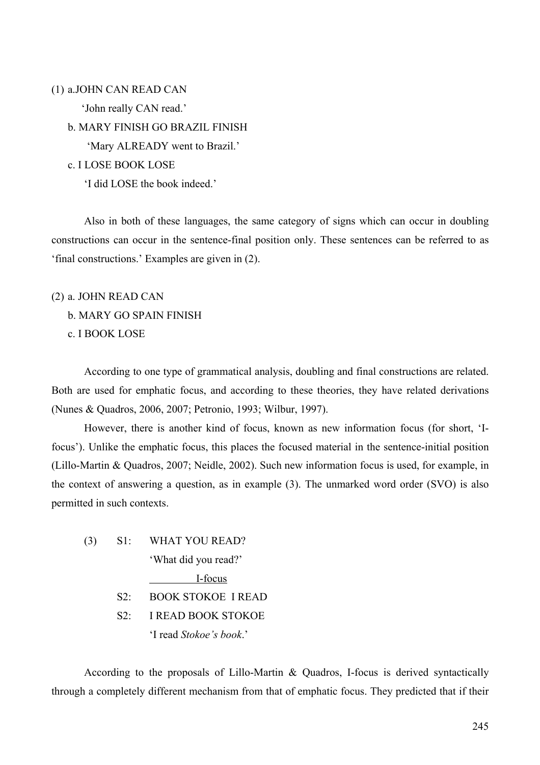(1) a.JOHN CAN READ CAN

'John really CAN read.'

b. MARY FINISH GO BRAZIL FINISH

'Mary ALREADY went to Brazil.'

c. I LOSE BOOK LOSE

'I did LOSE the book indeed.'

Also in both of these languages, the same category of signs which can occur in doubling constructions can occur in the sentence-final position only. These sentences can be referred to as 'final constructions.' Examples are given in (2).

(2) a. JOHN READ CAN

b. MARY GO SPAIN FINISH

c. I BOOK LOSE

According to one type of grammatical analysis, doubling and final constructions are related. Both are used for emphatic focus, and according to these theories, they have related derivations (Nunes & Quadros, 2006, 2007; Petronio, 1993; Wilbur, 1997).

However, there is another kind of focus, known as new information focus (for short, 'I-focus'). Unlike the emphatic focus, this places the focused material in the sentence-initial position (Lillo-Martin & Quadros, 2007; Neidle, 2002). Such new information focus is used, for example, in the context of answering a question, as in example (3). The unmarked word order (SVO) is also permitted in such contexts.

(3) S1: WHAT YOU READ?

'What did you read?'

I-focus

S2: BOOK STOKOE I READ

S2: I READ BOOK STOKOE

'I read *Stokoe's book*.'

According to the proposals of Lillo-Martin & Quadros, I-focus is derived syntactically through a completely different mechanism from that of emphatic focus. They predicted that if their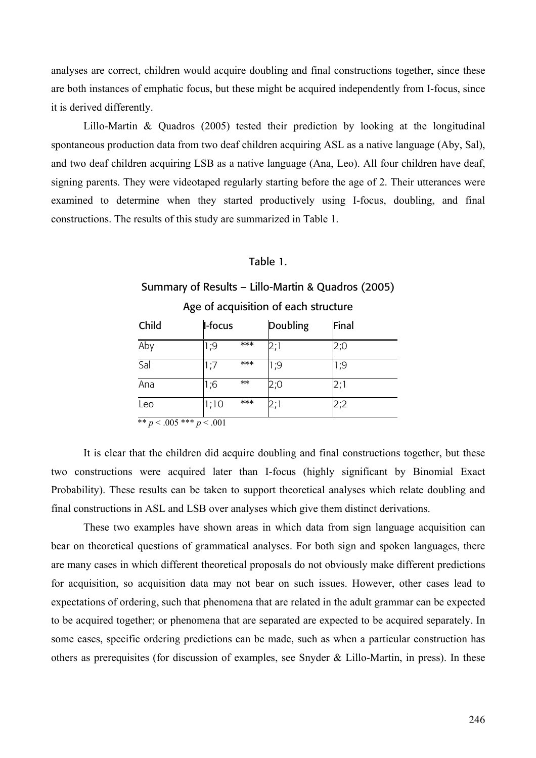analyses are correct, children would acquire doubling and final constructions together, since these are both instances of emphatic focus, but these might be acquired independently from I-focus, since it is derived differently.

Lillo-Martin & Quadros (2005) tested their prediction by looking at the longitudinal spontaneous production data from two deaf children acquiring ASL as a native language (Aby, Sal), and two deaf children acquiring LSB as a native language (Ana, Leo). All four children have deaf, signing parents. They were videotaped regularly starting before the age of 2. Their utterances were examined to determine when they started productively using I-focus, doubling, and final constructions. The results of this study are summarized in Table 1.

Table 1.

Summary of Results – Lillo-Martin & Quadros (2005)

Age of acquisition of each structure

| Child | I-focus | | Doubling | Final |
|---|---|---|---|---|
| Aby | 1;9 | *** | 2;1 | 2;0 |
| Sal | 1;7 | *** | 1;9 | 1;9 |
| Ana | 1;6 | ** | 2;0 | 2;1 |
| Leo | 1;10 | *** | 2;1 | 2;2 |

** $p < .005$ *** $p < .001$

It is clear that the children did acquire doubling and final constructions together, but these two constructions were acquired later than I-focus (highly significant by Binomial Exact Probability). These results can be taken to support theoretical analyses which relate doubling and final constructions in ASL and LSB over analyses which give them distinct derivations.

These two examples have shown areas in which data from sign language acquisition can bear on theoretical questions of grammatical analyses. For both sign and spoken languages, there are many cases in which different theoretical proposals do not obviously make different predictions for acquisition, so acquisition data may not bear on such issues. However, other cases lead to expectations of ordering, such that phenomena that are related in the adult grammar can be expected to be acquired together; or phenomena that are separated are expected to be acquired separately. In some cases, specific ordering predictions can be made, such as when a particular construction has others as prerequisites (for discussion of examples, see Snyder & Lillo-Martin, in press). In these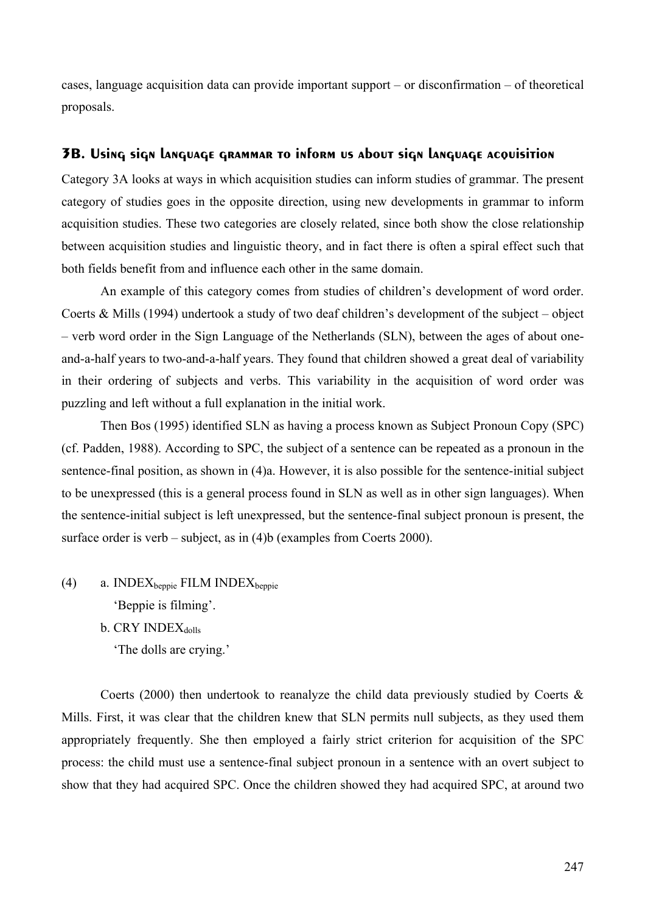cases, language acquisition data can provide important support – or disconfirmation – of theoretical proposals.

### 3B. Using sign language grammar to inform us about sign language acquisition

Category 3A looks at ways in which acquisition studies can inform studies of grammar. The present category of studies goes in the opposite direction, using new developments in grammar to inform acquisition studies. These two categories are closely related, since both show the close relationship between acquisition studies and linguistic theory, and in fact there is often a spiral effect such that both fields benefit from and influence each other in the same domain.

An example of this category comes from studies of children's development of word order. Coerts & Mills (1994) undertook a study of two deaf children's development of the subject – object – verb word order in the Sign Language of the Netherlands (SLN), between the ages of about one-and-a-half years to two-and-a-half years. They found that children showed a great deal of variability in their ordering of subjects and verbs. This variability in the acquisition of word order was puzzling and left without a full explanation in the initial work.

Then Bos (1995) identified SLN as having a process known as Subject Pronoun Copy (SPC) (cf. Padden, 1988). According to SPC, the subject of a sentence can be repeated as a pronoun in the sentence-final position, as shown in (4)a. However, it is also possible for the sentence-initial subject to be unexpressed (this is a general process found in SLN as well as in other sign languages). When the sentence-initial subject is left unexpressed, but the sentence-final subject pronoun is present, the surface order is verb – subject, as in (4)b (examples from Coerts 2000).

(4) a. $\text{INDEX}_{\text{beppie}}$ FILM $\text{INDEX}_{\text{beppie}}$
   'Beppie is filming'.
   b. CRY $\text{INDEX}_{\text{dolls}}$
   'The dolls are crying.'

Coerts (2000) then undertook to reanalyze the child data previously studied by Coerts & Mills. First, it was clear that the children knew that SLN permits null subjects, as they used them appropriately frequently. She then employed a fairly strict criterion for acquisition of the SPC process: the child must use a sentence-final subject pronoun in a sentence with an overt subject to show that they had acquired SPC. Once the children showed they had acquired SPC, at around two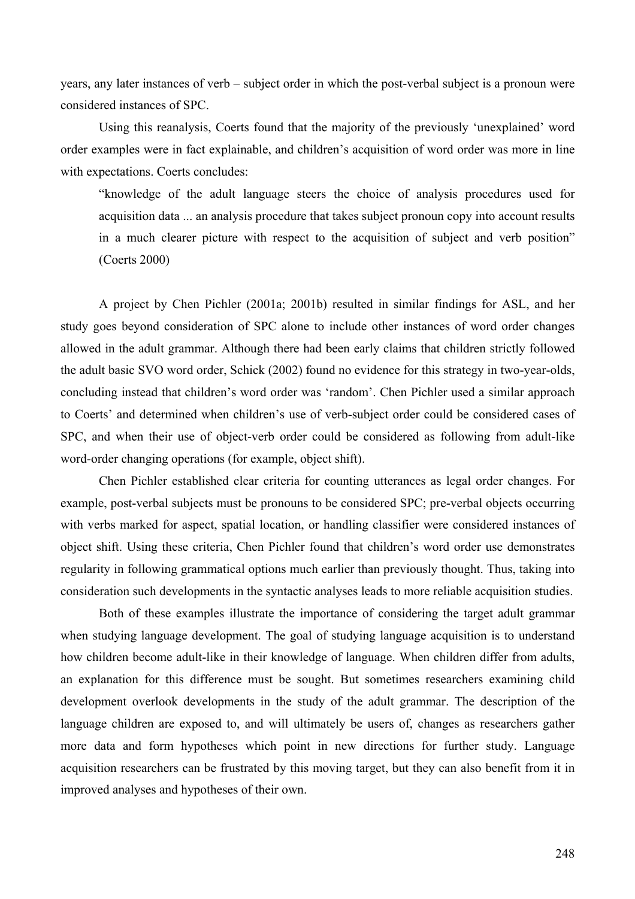years, any later instances of verb – subject order in which the post-verbal subject is a pronoun were considered instances of SPC.

Using this reanalysis, Coerts found that the majority of the previously 'unexplained' word order examples were in fact explainable, and children's acquisition of word order was more in line with expectations. Coerts concludes:

> "knowledge of the adult language steers the choice of analysis procedures used for acquisition data ... an analysis procedure that takes subject pronoun copy into account results in a much clearer picture with respect to the acquisition of subject and verb position" (Coerts 2000)

A project by Chen Pichler (2001a; 2001b) resulted in similar findings for ASL, and her study goes beyond consideration of SPC alone to include other instances of word order changes allowed in the adult grammar. Although there had been early claims that children strictly followed the adult basic SVO word order, Schick (2002) found no evidence for this strategy in two-year-olds, concluding instead that children's word order was 'random'. Chen Pichler used a similar approach to Coerts' and determined when children's use of verb-subject order could be considered cases of SPC, and when their use of object-verb order could be considered as following from adult-like word-order changing operations (for example, object shift).

Chen Pichler established clear criteria for counting utterances as legal order changes. For example, post-verbal subjects must be pronouns to be considered SPC; pre-verbal objects occurring with verbs marked for aspect, spatial location, or handling classifier were considered instances of object shift. Using these criteria, Chen Pichler found that children's word order use demonstrates regularity in following grammatical options much earlier than previously thought. Thus, taking into consideration such developments in the syntactic analyses leads to more reliable acquisition studies.

Both of these examples illustrate the importance of considering the target adult grammar when studying language development. The goal of studying language acquisition is to understand how children become adult-like in their knowledge of language. When children differ from adults, an explanation for this difference must be sought. But sometimes researchers examining child development overlook developments in the study of the adult grammar. The description of the language children are exposed to, and will ultimately be users of, changes as researchers gather more data and form hypotheses which point in new directions for further study. Language acquisition researchers can be frustrated by this moving target, but they can also benefit from it in improved analyses and hypotheses of their own.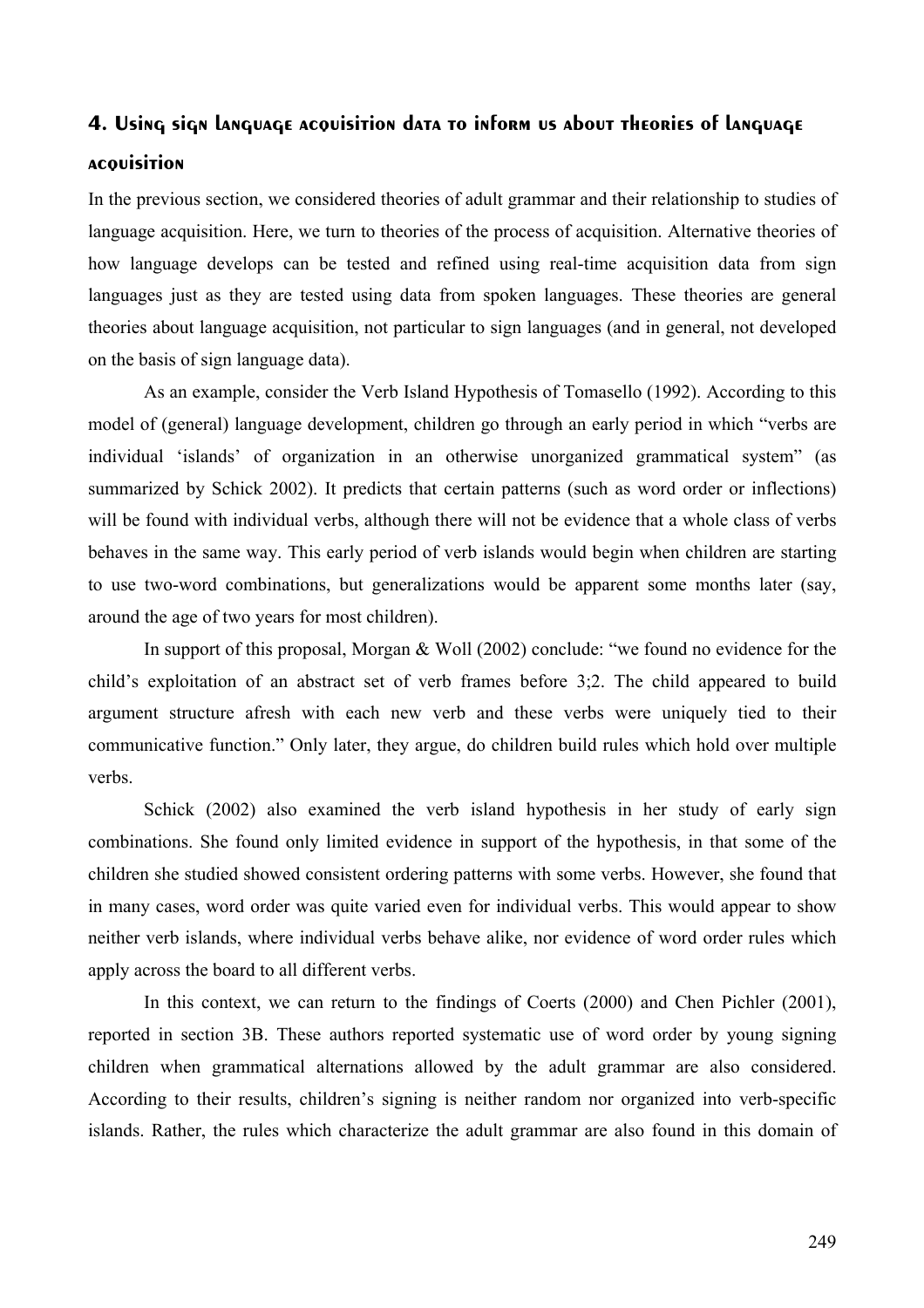## 4. Using sign language acquisition data to inform us about theories of language acquisition

In the previous section, we considered theories of adult grammar and their relationship to studies of language acquisition. Here, we turn to theories of the process of acquisition. Alternative theories of how language develops can be tested and refined using real-time acquisition data from sign languages just as they are tested using data from spoken languages. These theories are general theories about language acquisition, not particular to sign languages (and in general, not developed on the basis of sign language data).

As an example, consider the Verb Island Hypothesis of Tomasello (1992). According to this model of (general) language development, children go through an early period in which "verbs are individual 'islands' of organization in an otherwise unorganized grammatical system" (as summarized by Schick 2002). It predicts that certain patterns (such as word order or inflections) will be found with individual verbs, although there will not be evidence that a whole class of verbs behaves in the same way. This early period of verb islands would begin when children are starting to use two-word combinations, but generalizations would be apparent some months later (say, around the age of two years for most children).

In support of this proposal, Morgan & Woll (2002) conclude: "we found no evidence for the child's exploitation of an abstract set of verb frames before 3;2. The child appeared to build argument structure afresh with each new verb and these verbs were uniquely tied to their communicative function." Only later, they argue, do children build rules which hold over multiple verbs.

Schick (2002) also examined the verb island hypothesis in her study of early sign combinations. She found only limited evidence in support of the hypothesis, in that some of the children she studied showed consistent ordering patterns with some verbs. However, she found that in many cases, word order was quite varied even for individual verbs. This would appear to show neither verb islands, where individual verbs behave alike, nor evidence of word order rules which apply across the board to all different verbs.

In this context, we can return to the findings of Coerts (2000) and Chen Pichler (2001), reported in section 3B. These authors reported systematic use of word order by young signing children when grammatical alternations allowed by the adult grammar are also considered. According to their results, children's signing is neither random nor organized into verb-specific islands. Rather, the rules which characterize the adult grammar are also found in this domain of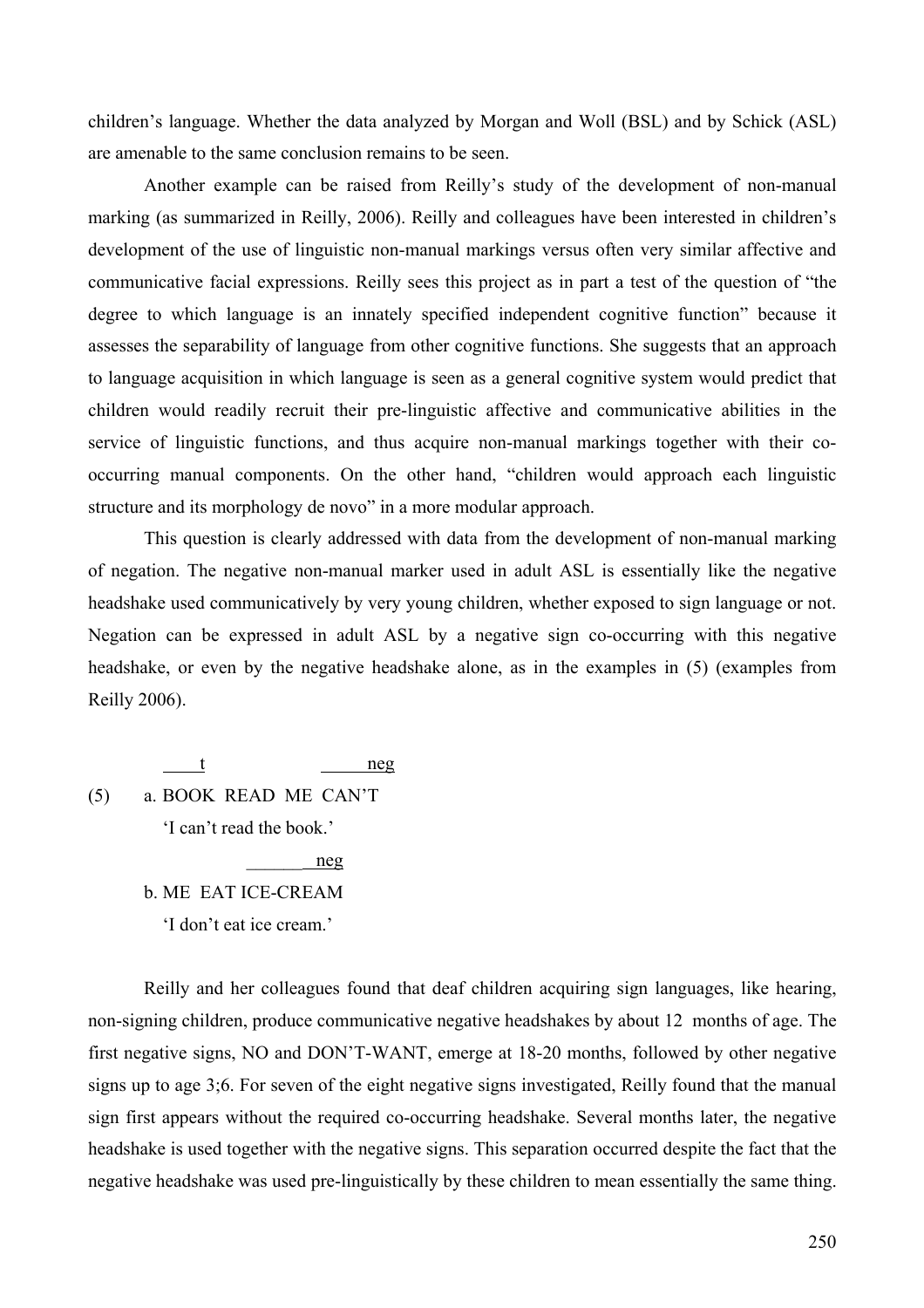children's language. Whether the data analyzed by Morgan and Woll (BSL) and by Schick (ASL) are amenable to the same conclusion remains to be seen.

Another example can be raised from Reilly's study of the development of non-manual marking (as summarized in Reilly, 2006). Reilly and colleagues have been interested in children's development of the use of linguistic non-manual markings versus often very similar affective and communicative facial expressions. Reilly sees this project as in part a test of the question of "the degree to which language is an innately specified independent cognitive function" because it assesses the separability of language from other cognitive functions. She suggests that an approach to language acquisition in which language is seen as a general cognitive system would predict that children would readily recruit their pre-linguistic affective and communicative abilities in the service of linguistic functions, and thus acquire non-manual markings together with their co-occurring manual components. On the other hand, "children would approach each linguistic structure and its morphology de novo" in a more modular approach.

This question is clearly addressed with data from the development of non-manual marking of negation. The negative non-manual marker used in adult ASL is essentially like the negative headshake used communicatively by very young children, whether exposed to sign language or not. Negation can be expressed in adult ASL by a negative sign co-occurring with this negative headshake, or even by the negative headshake alone, as in the examples in (5) (examples from Reilly 2006).

```
          ____t          _____neg
(5)   a. BOOK  READ  ME  CAN'T
         'I can't read the book.'
                    _______neg
      b. ME  EAT ICE-CREAM
         'I don't eat ice cream.'
```

Reilly and her colleagues found that deaf children acquiring sign languages, like hearing, non-signing children, produce communicative negative headshakes by about 12 months of age. The first negative signs, NO and DON'T-WANT, emerge at 18-20 months, followed by other negative signs up to age 3;6. For seven of the eight negative signs investigated, Reilly found that the manual sign first appears without the required co-occurring headshake. Several months later, the negative headshake is used together with the negative signs. This separation occurred despite the fact that the negative headshake was used pre-linguistically by these children to mean essentially the same thing.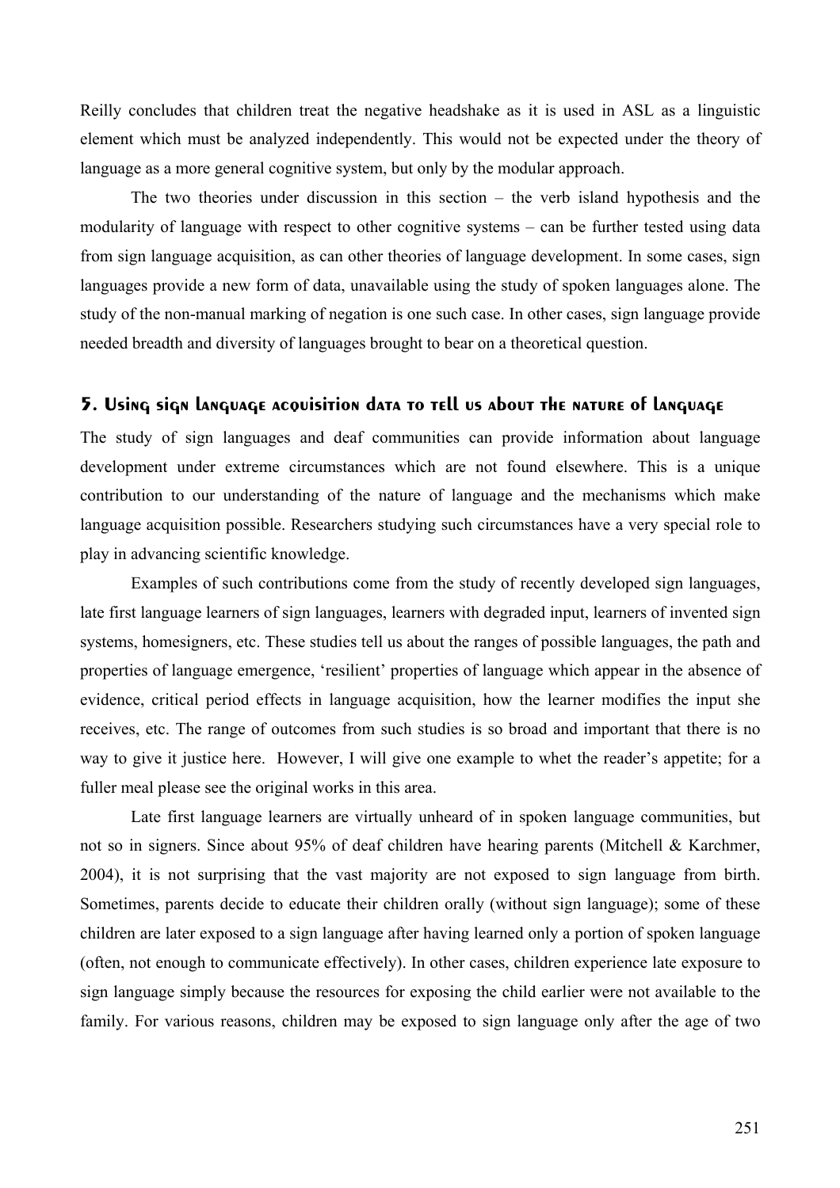Reilly concludes that children treat the negative headshake as it is used in ASL as a linguistic element which must be analyzed independently. This would not be expected under the theory of language as a more general cognitive system, but only by the modular approach.

The two theories under discussion in this section – the verb island hypothesis and the modularity of language with respect to other cognitive systems – can be further tested using data from sign language acquisition, as can other theories of language development. In some cases, sign languages provide a new form of data, unavailable using the study of spoken languages alone. The study of the non-manual marking of negation is one such case. In other cases, sign language provide needed breadth and diversity of languages brought to bear on a theoretical question.

## 5. Using sign language acquisition data to tell us about the nature of language

The study of sign languages and deaf communities can provide information about language development under extreme circumstances which are not found elsewhere. This is a unique contribution to our understanding of the nature of language and the mechanisms which make language acquisition possible. Researchers studying such circumstances have a very special role to play in advancing scientific knowledge.

Examples of such contributions come from the study of recently developed sign languages, late first language learners of sign languages, learners with degraded input, learners of invented sign systems, homesigners, etc. These studies tell us about the ranges of possible languages, the path and properties of language emergence, 'resilient' properties of language which appear in the absence of evidence, critical period effects in language acquisition, how the learner modifies the input she receives, etc. The range of outcomes from such studies is so broad and important that there is no way to give it justice here. However, I will give one example to whet the reader's appetite; for a fuller meal please see the original works in this area.

Late first language learners are virtually unheard of in spoken language communities, but not so in signers. Since about 95% of deaf children have hearing parents (Mitchell & Karchmer, 2004), it is not surprising that the vast majority are not exposed to sign language from birth. Sometimes, parents decide to educate their children orally (without sign language); some of these children are later exposed to a sign language after having learned only a portion of spoken language (often, not enough to communicate effectively). In other cases, children experience late exposure to sign language simply because the resources for exposing the child earlier were not available to the family. For various reasons, children may be exposed to sign language only after the age of two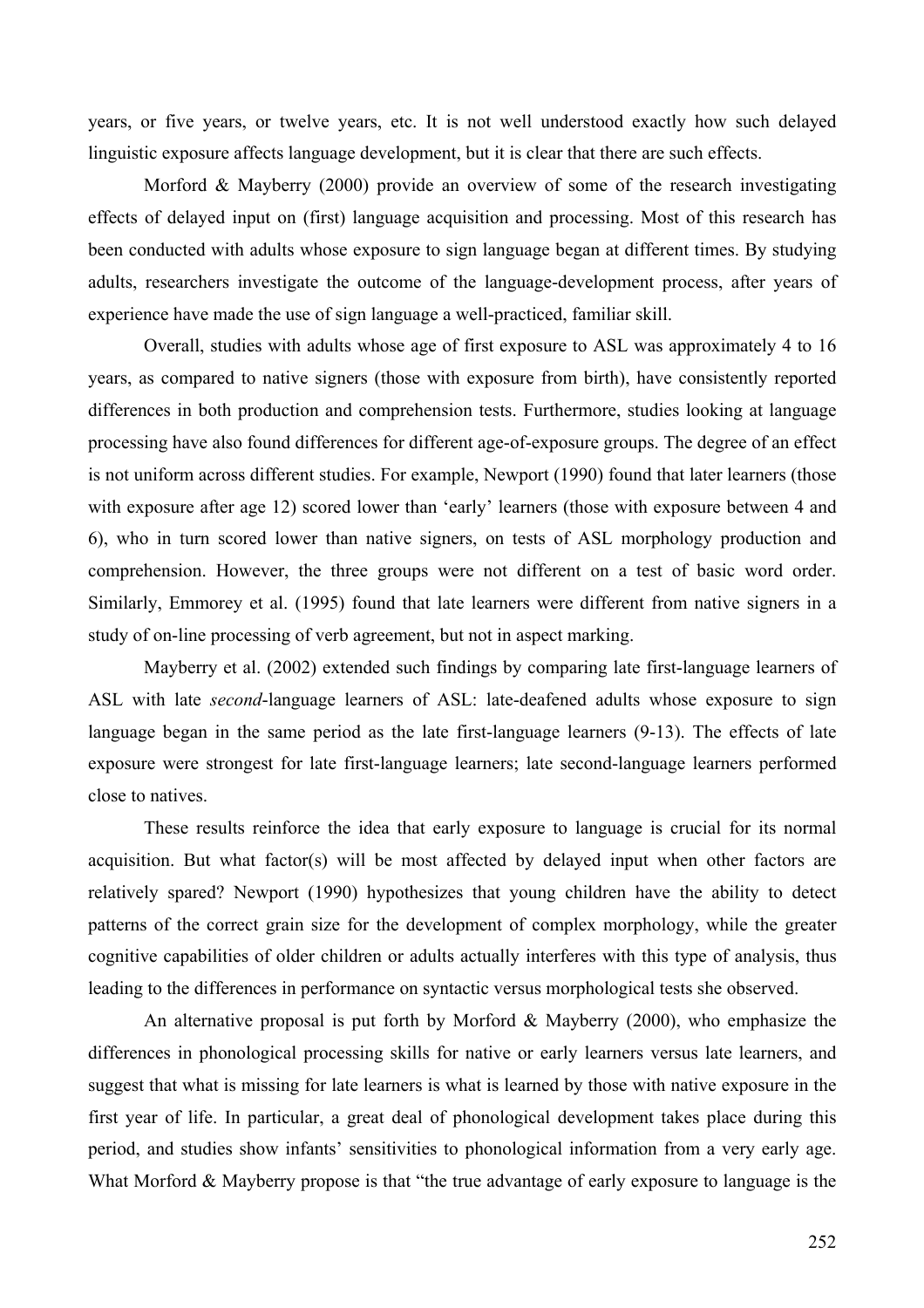years, or five years, or twelve years, etc. It is not well understood exactly how such delayed linguistic exposure affects language development, but it is clear that there are such effects.

Morford & Mayberry (2000) provide an overview of some of the research investigating effects of delayed input on (first) language acquisition and processing. Most of this research has been conducted with adults whose exposure to sign language began at different times. By studying adults, researchers investigate the outcome of the language-development process, after years of experience have made the use of sign language a well-practiced, familiar skill.

Overall, studies with adults whose age of first exposure to ASL was approximately 4 to 16 years, as compared to native signers (those with exposure from birth), have consistently reported differences in both production and comprehension tests. Furthermore, studies looking at language processing have also found differences for different age-of-exposure groups. The degree of an effect is not uniform across different studies. For example, Newport (1990) found that later learners (those with exposure after age 12) scored lower than 'early' learners (those with exposure between 4 and 6), who in turn scored lower than native signers, on tests of ASL morphology production and comprehension. However, the three groups were not different on a test of basic word order. Similarly, Emmorey et al. (1995) found that late learners were different from native signers in a study of on-line processing of verb agreement, but not in aspect marking.

Mayberry et al. (2002) extended such findings by comparing late first-language learners of ASL with late *second*-language learners of ASL: late-deafened adults whose exposure to sign language began in the same period as the late first-language learners (9-13). The effects of late exposure were strongest for late first-language learners; late second-language learners performed close to natives.

These results reinforce the idea that early exposure to language is crucial for its normal acquisition. But what factor(s) will be most affected by delayed input when other factors are relatively spared? Newport (1990) hypothesizes that young children have the ability to detect patterns of the correct grain size for the development of complex morphology, while the greater cognitive capabilities of older children or adults actually interferes with this type of analysis, thus leading to the differences in performance on syntactic versus morphological tests she observed.

An alternative proposal is put forth by Morford & Mayberry (2000), who emphasize the differences in phonological processing skills for native or early learners versus late learners, and suggest that what is missing for late learners is what is learned by those with native exposure in the first year of life. In particular, a great deal of phonological development takes place during this period, and studies show infants' sensitivities to phonological information from a very early age. What Morford & Mayberry propose is that "the true advantage of early exposure to language is the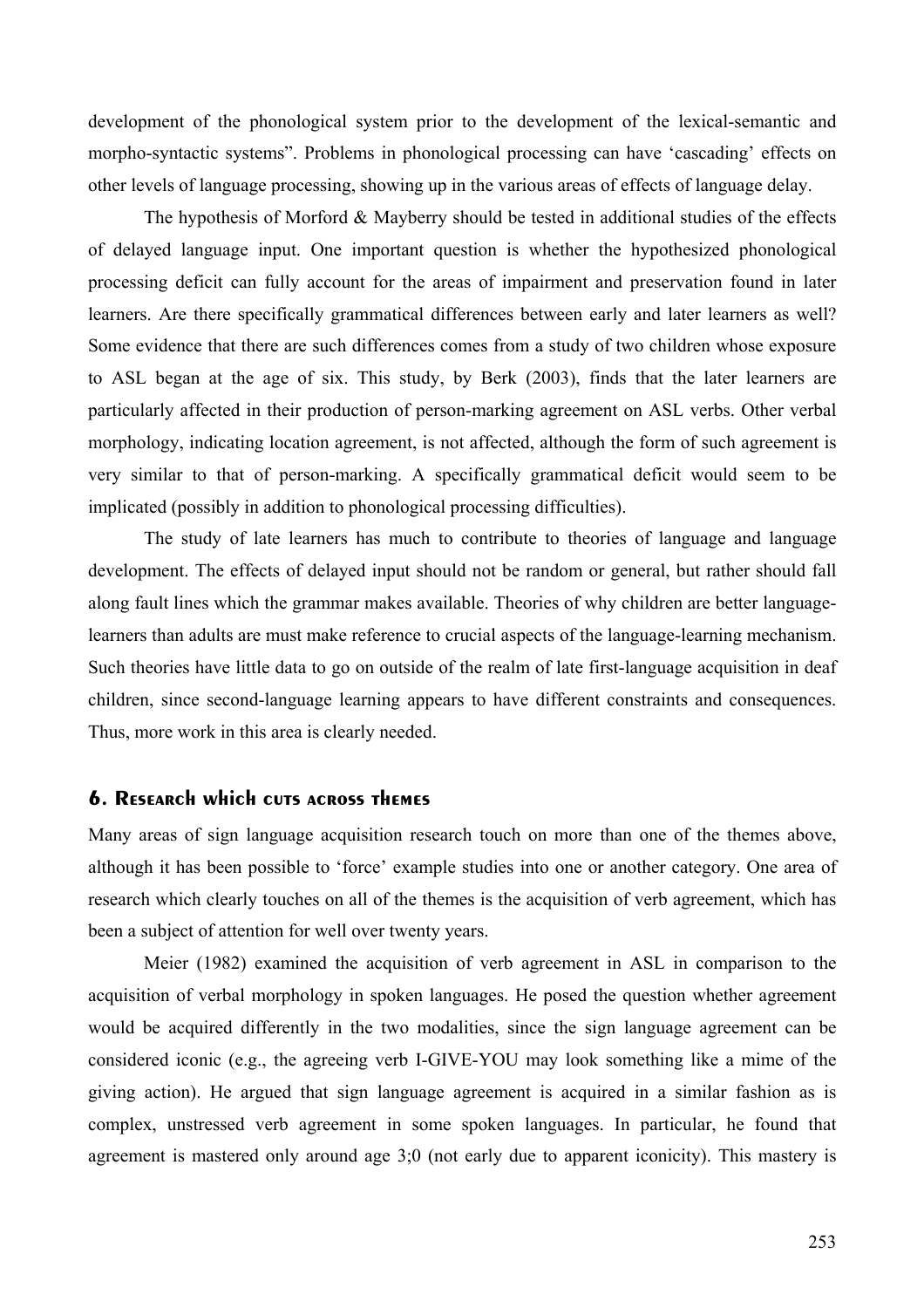development of the phonological system prior to the development of the lexical-semantic and morpho-syntactic systems". Problems in phonological processing can have 'cascading' effects on other levels of language processing, showing up in the various areas of effects of language delay.

The hypothesis of Morford & Mayberry should be tested in additional studies of the effects of delayed language input. One important question is whether the hypothesized phonological processing deficit can fully account for the areas of impairment and preservation found in later learners. Are there specifically grammatical differences between early and later learners as well? Some evidence that there are such differences comes from a study of two children whose exposure to ASL began at the age of six. This study, by Berk (2003), finds that the later learners are particularly affected in their production of person-marking agreement on ASL verbs. Other verbal morphology, indicating location agreement, is not affected, although the form of such agreement is very similar to that of person-marking. A specifically grammatical deficit would seem to be implicated (possibly in addition to phonological processing difficulties).

The study of late learners has much to contribute to theories of language and language development. The effects of delayed input should not be random or general, but rather should fall along fault lines which the grammar makes available. Theories of why children are better language-learners than adults are must make reference to crucial aspects of the language-learning mechanism. Such theories have little data to go on outside of the realm of late first-language acquisition in deaf children, since second-language learning appears to have different constraints and consequences. Thus, more work in this area is clearly needed.

## 6. Research which cuts across themes

Many areas of sign language acquisition research touch on more than one of the themes above, although it has been possible to 'force' example studies into one or another category. One area of research which clearly touches on all of the themes is the acquisition of verb agreement, which has been a subject of attention for well over twenty years.

Meier (1982) examined the acquisition of verb agreement in ASL in comparison to the acquisition of verbal morphology in spoken languages. He posed the question whether agreement would be acquired differently in the two modalities, since the sign language agreement can be considered iconic (e.g., the agreeing verb I-GIVE-YOU may look something like a mime of the giving action). He argued that sign language agreement is acquired in a similar fashion as is complex, unstressed verb agreement in some spoken languages. In particular, he found that agreement is mastered only around age 3;0 (not early due to apparent iconicity). This mastery is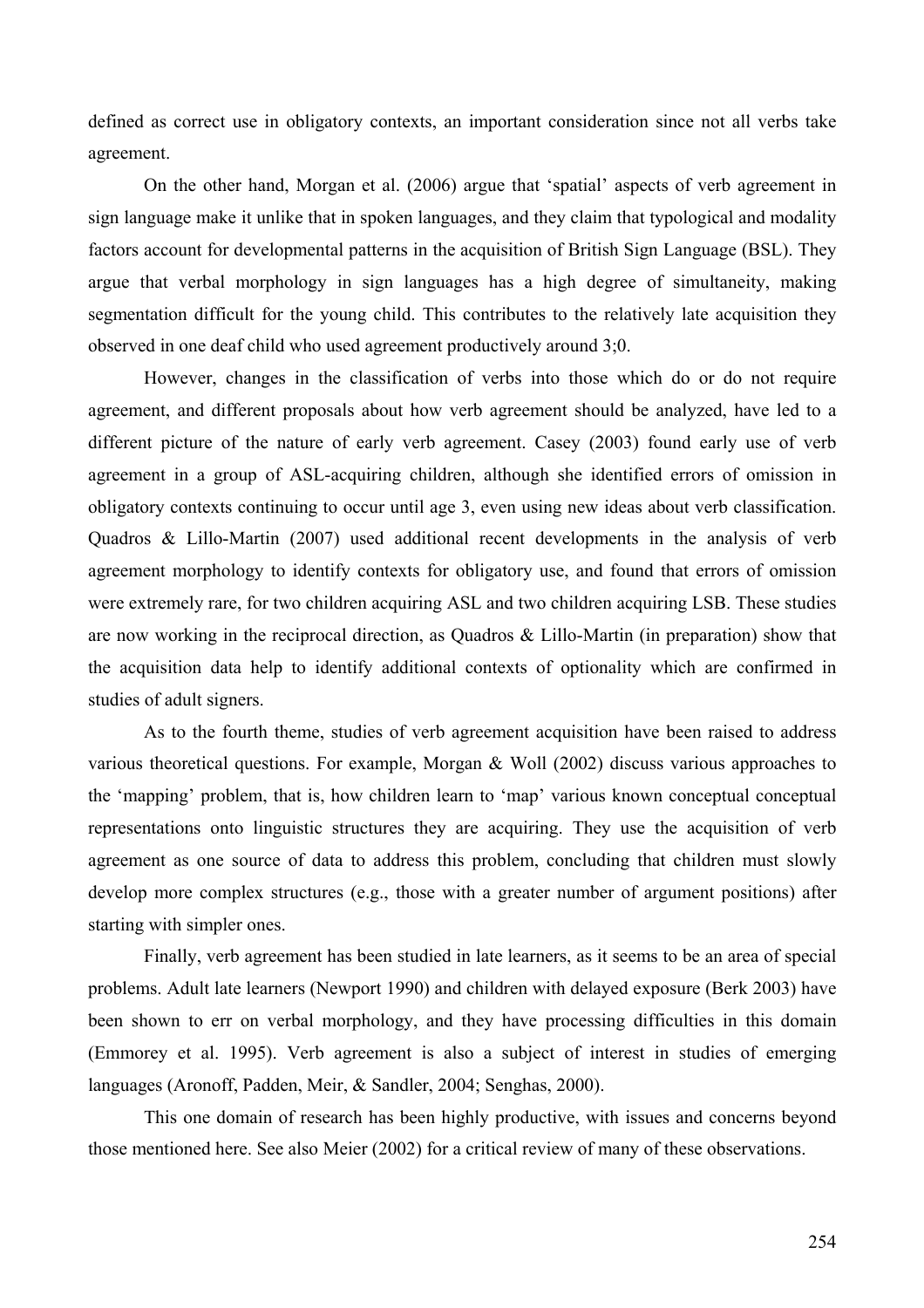defined as correct use in obligatory contexts, an important consideration since not all verbs take agreement.

On the other hand, Morgan et al. (2006) argue that 'spatial' aspects of verb agreement in sign language make it unlike that in spoken languages, and they claim that typological and modality factors account for developmental patterns in the acquisition of British Sign Language (BSL). They argue that verbal morphology in sign languages has a high degree of simultaneity, making segmentation difficult for the young child. This contributes to the relatively late acquisition they observed in one deaf child who used agreement productively around 3;0.

However, changes in the classification of verbs into those which do or do not require agreement, and different proposals about how verb agreement should be analyzed, have led to a different picture of the nature of early verb agreement. Casey (2003) found early use of verb agreement in a group of ASL-acquiring children, although she identified errors of omission in obligatory contexts continuing to occur until age 3, even using new ideas about verb classification. Quadros & Lillo-Martin (2007) used additional recent developments in the analysis of verb agreement morphology to identify contexts for obligatory use, and found that errors of omission were extremely rare, for two children acquiring ASL and two children acquiring LSB. These studies are now working in the reciprocal direction, as Quadros & Lillo-Martin (in preparation) show that the acquisition data help to identify additional contexts of optionality which are confirmed in studies of adult signers.

As to the fourth theme, studies of verb agreement acquisition have been raised to address various theoretical questions. For example, Morgan & Woll (2002) discuss various approaches to the 'mapping' problem, that is, how children learn to 'map' various known conceptual conceptual representations onto linguistic structures they are acquiring. They use the acquisition of verb agreement as one source of data to address this problem, concluding that children must slowly develop more complex structures (e.g., those with a greater number of argument positions) after starting with simpler ones.

Finally, verb agreement has been studied in late learners, as it seems to be an area of special problems. Adult late learners (Newport 1990) and children with delayed exposure (Berk 2003) have been shown to err on verbal morphology, and they have processing difficulties in this domain (Emmorey et al. 1995). Verb agreement is also a subject of interest in studies of emerging languages (Aronoff, Padden, Meir, & Sandler, 2004; Senghas, 2000).

This one domain of research has been highly productive, with issues and concerns beyond those mentioned here. See also Meier (2002) for a critical review of many of these observations.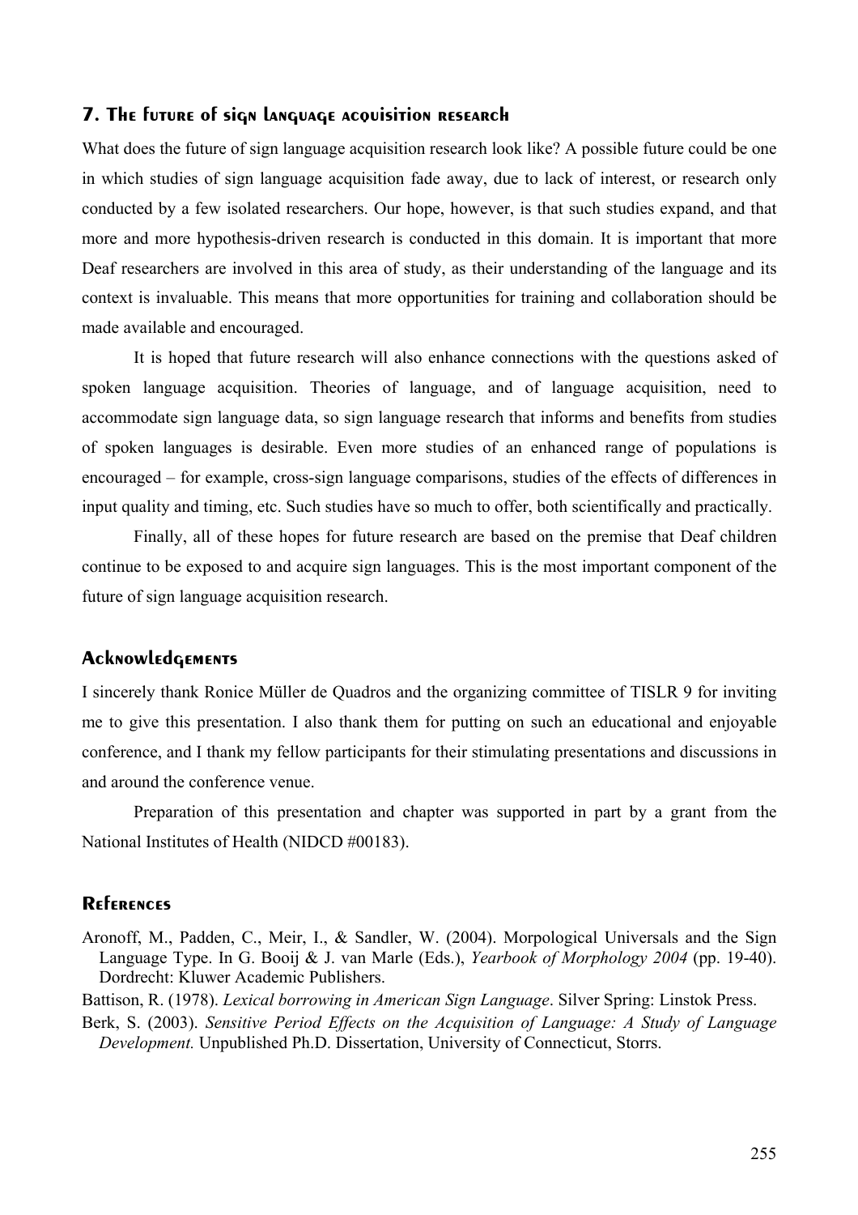## 7. The future of sign language acquisition research

What does the future of sign language acquisition research look like? A possible future could be one in which studies of sign language acquisition fade away, due to lack of interest, or research only conducted by a few isolated researchers. Our hope, however, is that such studies expand, and that more and more hypothesis-driven research is conducted in this domain. It is important that more Deaf researchers are involved in this area of study, as their understanding of the language and its context is invaluable. This means that more opportunities for training and collaboration should be made available and encouraged.

It is hoped that future research will also enhance connections with the questions asked of spoken language acquisition. Theories of language, and of language acquisition, need to accommodate sign language data, so sign language research that informs and benefits from studies of spoken languages is desirable. Even more studies of an enhanced range of populations is encouraged – for example, cross-sign language comparisons, studies of the effects of differences in input quality and timing, etc. Such studies have so much to offer, both scientifically and practically.

Finally, all of these hopes for future research are based on the premise that Deaf children continue to be exposed to and acquire sign languages. This is the most important component of the future of sign language acquisition research.

## Acknowledgements

I sincerely thank Ronice Müller de Quadros and the organizing committee of TISLR 9 for inviting me to give this presentation. I also thank them for putting on such an educational and enjoyable conference, and I thank my fellow participants for their stimulating presentations and discussions in and around the conference venue.

Preparation of this presentation and chapter was supported in part by a grant from the National Institutes of Health (NIDCD #00183).

## References

Aronoff, M., Padden, C., Meir, I., & Sandler, W. (2004). Morphological Universals and the Sign Language Type. In G. Booij & J. van Marle (Eds.), *Yearbook of Morphology 2004* (pp. 19-40). Dordrecht: Kluwer Academic Publishers.

Battison, R. (1978). *Lexical borrowing in American Sign Language*. Silver Spring: Linstok Press.

Berk, S. (2003). *Sensitive Period Effects on the Acquisition of Language: A Study of Language Development.* Unpublished Ph.D. Dissertation, University of Connecticut, Storrs.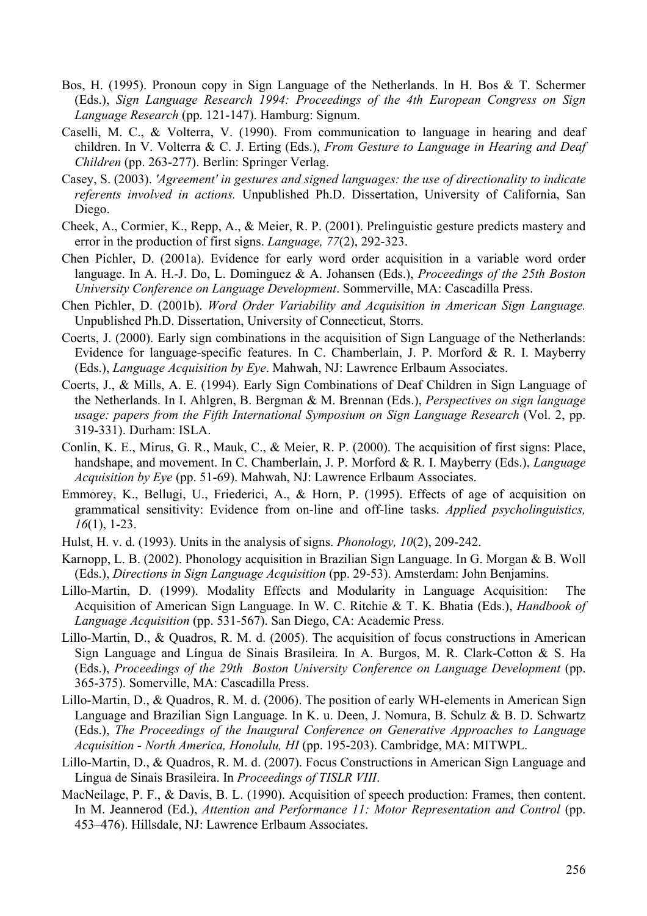Bos, H. (1995). Pronoun copy in Sign Language of the Netherlands. In H. Bos & T. Schermer (Eds.), *Sign Language Research 1994: Proceedings of the 4th European Congress on Sign Language Research* (pp. 121-147). Hamburg: Signum.

Caselli, M. C., & Volterra, V. (1990). From communication to language in hearing and deaf children. In V. Volterra & C. J. Erting (Eds.), *From Gesture to Language in Hearing and Deaf Children* (pp. 263-277). Berlin: Springer Verlag.

Casey, S. (2003). *'Agreement' in gestures and signed languages: the use of directionality to indicate referents involved in actions.* Unpublished Ph.D. Dissertation, University of California, San Diego.

Cheek, A., Cormier, K., Repp, A., & Meier, R. P. (2001). Prelinguistic gesture predicts mastery and error in the production of first signs. *Language, 77*(2), 292-323.

Chen Pichler, D. (2001a). Evidence for early word order acquisition in a variable word order language. In A. H.-J. Do, L. Dominguez & A. Johansen (Eds.), *Proceedings of the 25th Boston University Conference on Language Development*. Sommerville, MA: Cascadilla Press.

Chen Pichler, D. (2001b). *Word Order Variability and Acquisition in American Sign Language.* Unpublished Ph.D. Dissertation, University of Connecticut, Storrs.

Coerts, J. (2000). Early sign combinations in the acquisition of Sign Language of the Netherlands: Evidence for language-specific features. In C. Chamberlain, J. P. Morford & R. I. Mayberry (Eds.), *Language Acquisition by Eye*. Mahwah, NJ: Lawrence Erlbaum Associates.

Coerts, J., & Mills, A. E. (1994). Early Sign Combinations of Deaf Children in Sign Language of the Netherlands. In I. Ahlgren, B. Bergman & M. Brennan (Eds.), *Perspectives on sign language usage: papers from the Fifth International Symposium on Sign Language Research* (Vol. 2, pp. 319-331). Durham: ISLA.

Conlin, K. E., Mirus, G. R., Mauk, C., & Meier, R. P. (2000). The acquisition of first signs: Place, handshape, and movement. In C. Chamberlain, J. P. Morford & R. I. Mayberry (Eds.), *Language Acquisition by Eye* (pp. 51-69). Mahwah, NJ: Lawrence Erlbaum Associates.

Emmorey, K., Bellugi, U., Friederici, A., & Horn, P. (1995). Effects of age of acquisition on grammatical sensitivity: Evidence from on-line and off-line tasks. *Applied psycholinguistics, 16*(1), 1-23.

Hulst, H. v. d. (1993). Units in the analysis of signs. *Phonology, 10*(2), 209-242.

Karnopp, L. B. (2002). Phonology acquisition in Brazilian Sign Language. In G. Morgan & B. Woll (Eds.), *Directions in Sign Language Acquisition* (pp. 29-53). Amsterdam: John Benjamins.

Lillo-Martin, D. (1999). Modality Effects and Modularity in Language Acquisition: The Acquisition of American Sign Language. In W. C. Ritchie & T. K. Bhatia (Eds.), *Handbook of Language Acquisition* (pp. 531-567). San Diego, CA: Academic Press.

Lillo-Martin, D., & Quadros, R. M. d. (2005). The acquisition of focus constructions in American Sign Language and Língua de Sinais Brasileira. In A. Burgos, M. R. Clark-Cotton & S. Ha (Eds.), *Proceedings of the 29th Boston University Conference on Language Development* (pp. 365-375). Somerville, MA: Cascadilla Press.

Lillo-Martin, D., & Quadros, R. M. d. (2006). The position of early WH-elements in American Sign Language and Brazilian Sign Language. In K. u. Deen, J. Nomura, B. Schulz & B. D. Schwartz (Eds.), *The Proceedings of the Inaugural Conference on Generative Approaches to Language Acquisition - North America, Honolulu, HI* (pp. 195-203). Cambridge, MA: MITWPL.

Lillo-Martin, D., & Quadros, R. M. d. (2007). Focus Constructions in American Sign Language and Língua de Sinais Brasileira. In *Proceedings of TISLR VIII*.

MacNeilage, P. F., & Davis, B. L. (1990). Acquisition of speech production: Frames, then content. In M. Jeannerod (Ed.), *Attention and Performance 11: Motor Representation and Control* (pp. 453–476). Hillsdale, NJ: Lawrence Erlbaum Associates.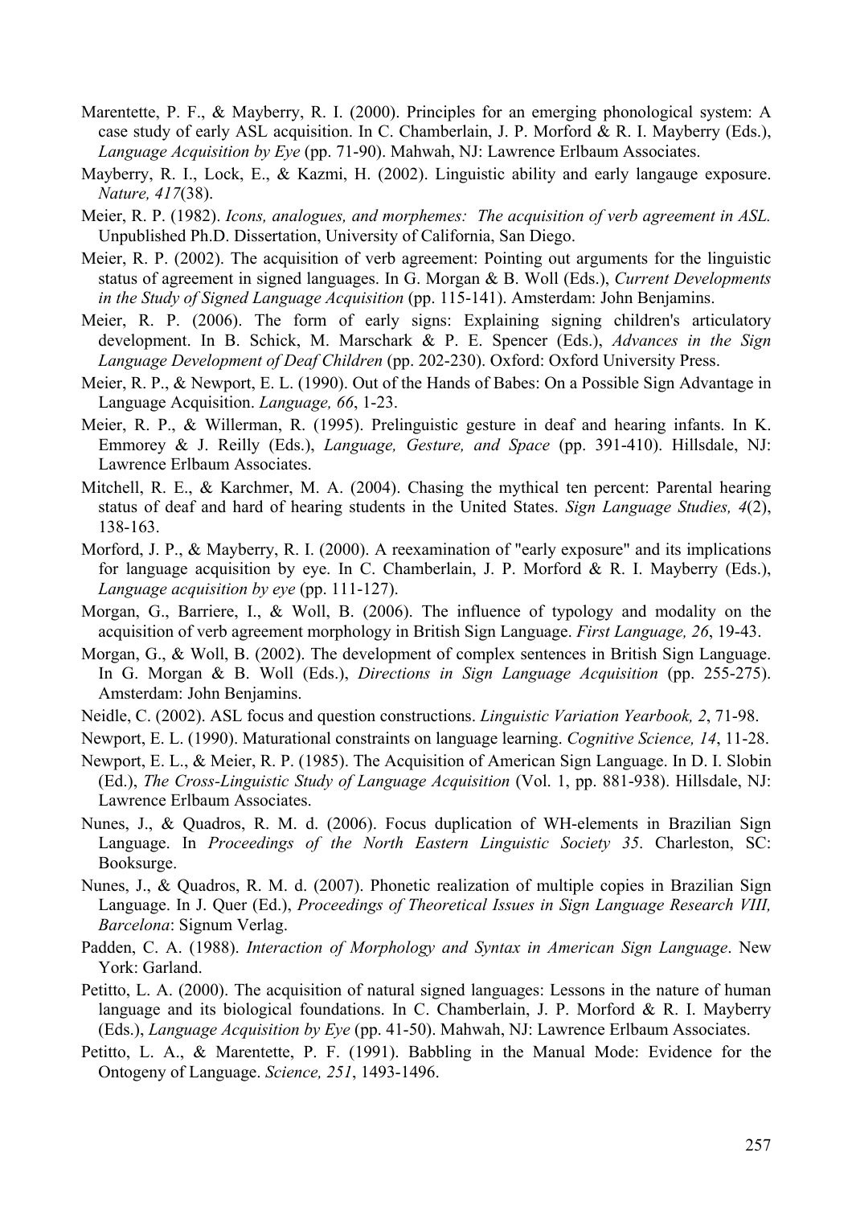Marentette, P. F., & Mayberry, R. I. (2000). Principles for an emerging phonological system: A case study of early ASL acquisition. In C. Chamberlain, J. P. Morford & R. I. Mayberry (Eds.), *Language Acquisition by Eye* (pp. 71-90). Mahwah, NJ: Lawrence Erlbaum Associates.

Mayberry, R. I., Lock, E., & Kazmi, H. (2002). Linguistic ability and early langauge exposure. *Nature, 417*(38).

Meier, R. P. (1982). *Icons, analogues, and morphemes: The acquisition of verb agreement in ASL.* Unpublished Ph.D. Dissertation, University of California, San Diego.

Meier, R. P. (2002). The acquisition of verb agreement: Pointing out arguments for the linguistic status of agreement in signed languages. In G. Morgan & B. Woll (Eds.), *Current Developments in the Study of Signed Language Acquisition* (pp. 115-141). Amsterdam: John Benjamins.

Meier, R. P. (2006). The form of early signs: Explaining signing children's articulatory development. In B. Schick, M. Marschark & P. E. Spencer (Eds.), *Advances in the Sign Language Development of Deaf Children* (pp. 202-230). Oxford: Oxford University Press.

Meier, R. P., & Newport, E. L. (1990). Out of the Hands of Babes: On a Possible Sign Advantage in Language Acquisition. *Language, 66*, 1-23.

Meier, R. P., & Willerman, R. (1995). Prelinguistic gesture in deaf and hearing infants. In K. Emmorey & J. Reilly (Eds.), *Language, Gesture, and Space* (pp. 391-410). Hillsdale, NJ: Lawrence Erlbaum Associates.

Mitchell, R. E., & Karchmer, M. A. (2004). Chasing the mythical ten percent: Parental hearing status of deaf and hard of hearing students in the United States. *Sign Language Studies, 4*(2), 138-163.

Morford, J. P., & Mayberry, R. I. (2000). A reexamination of "early exposure" and its implications for language acquisition by eye. In C. Chamberlain, J. P. Morford & R. I. Mayberry (Eds.), *Language acquisition by eye* (pp. 111-127).

Morgan, G., Barriere, I., & Woll, B. (2006). The influence of typology and modality on the acquisition of verb agreement morphology in British Sign Language. *First Language, 26*, 19-43.

Morgan, G., & Woll, B. (2002). The development of complex sentences in British Sign Language. In G. Morgan & B. Woll (Eds.), *Directions in Sign Language Acquisition* (pp. 255-275). Amsterdam: John Benjamins.

Neidle, C. (2002). ASL focus and question constructions. *Linguistic Variation Yearbook, 2*, 71-98.

Newport, E. L. (1990). Maturational constraints on language learning. *Cognitive Science, 14*, 11-28.

Newport, E. L., & Meier, R. P. (1985). The Acquisition of American Sign Language. In D. I. Slobin (Ed.), *The Cross-Linguistic Study of Language Acquisition* (Vol. 1, pp. 881-938). Hillsdale, NJ: Lawrence Erlbaum Associates.

Nunes, J., & Quadros, R. M. d. (2006). Focus duplication of WH-elements in Brazilian Sign Language. In *Proceedings of the North Eastern Linguistic Society 35*. Charleston, SC: Booksurge.

Nunes, J., & Quadros, R. M. d. (2007). Phonetic realization of multiple copies in Brazilian Sign Language. In J. Quer (Ed.), *Proceedings of Theoretical Issues in Sign Language Research VIII, Barcelona*: Signum Verlag.

Padden, C. A. (1988). *Interaction of Morphology and Syntax in American Sign Language*. New York: Garland.

Petitto, L. A. (2000). The acquisition of natural signed languages: Lessons in the nature of human language and its biological foundations. In C. Chamberlain, J. P. Morford & R. I. Mayberry (Eds.), *Language Acquisition by Eye* (pp. 41-50). Mahwah, NJ: Lawrence Erlbaum Associates.

Petitto, L. A., & Marentette, P. F. (1991). Babbling in the Manual Mode: Evidence for the Ontogeny of Language. *Science, 251*, 1493-1496.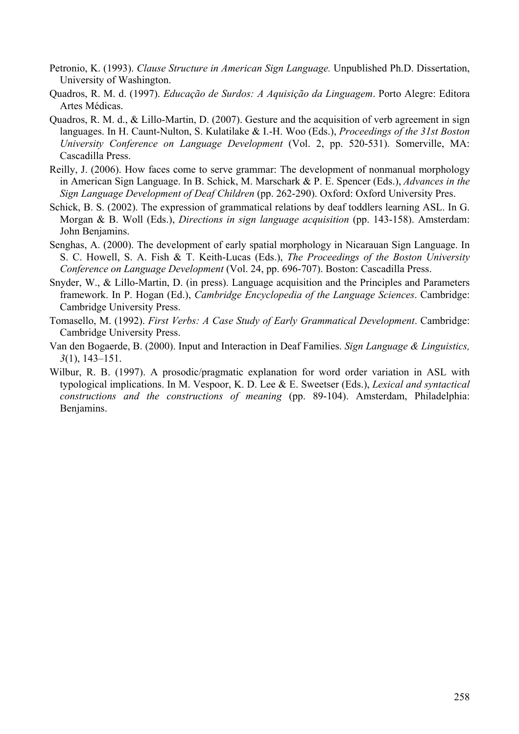Petronio, K. (1993). *Clause Structure in American Sign Language.* Unpublished Ph.D. Dissertation, University of Washington.

Quadros, R. M. d. (1997). *Educação de Surdos: A Aquisição da Linguagem*. Porto Alegre: Editora Artes Médicas.

Quadros, R. M. d., & Lillo-Martin, D. (2007). Gesture and the acquisition of verb agreement in sign languages. In H. Caunt-Nulton, S. Kulatilake & I.-H. Woo (Eds.), *Proceedings of the 31st Boston University Conference on Language Development* (Vol. 2, pp. 520-531). Somerville, MA: Cascadilla Press.

Reilly, J. (2006). How faces come to serve grammar: The development of nonmanual morphology in American Sign Language. In B. Schick, M. Marschark & P. E. Spencer (Eds.), *Advances in the Sign Language Development of Deaf Children* (pp. 262-290). Oxford: Oxford University Pres.

Schick, B. S. (2002). The expression of grammatical relations by deaf toddlers learning ASL. In G. Morgan & B. Woll (Eds.), *Directions in sign language acquisition* (pp. 143-158). Amsterdam: John Benjamins.

Senghas, A. (2000). The development of early spatial morphology in Nicarauan Sign Language. In S. C. Howell, S. A. Fish & T. Keith-Lucas (Eds.), *The Proceedings of the Boston University Conference on Language Development* (Vol. 24, pp. 696-707). Boston: Cascadilla Press.

Snyder, W., & Lillo-Martin, D. (in press). Language acquisition and the Principles and Parameters framework. In P. Hogan (Ed.), *Cambridge Encyclopedia of the Language Sciences*. Cambridge: Cambridge University Press.

Tomasello, M. (1992). *First Verbs: A Case Study of Early Grammatical Development*. Cambridge: Cambridge University Press.

Van den Bogaerde, B. (2000). Input and Interaction in Deaf Families. *Sign Language & Linguistics, 3*(1), 143–151.

Wilbur, R. B. (1997). A prosodic/pragmatic explanation for word order variation in ASL with typological implications. In M. Vespoor, K. D. Lee & E. Sweetser (Eds.), *Lexical and syntactical constructions and the constructions of meaning* (pp. 89-104). Amsterdam, Philadelphia: Benjamins.